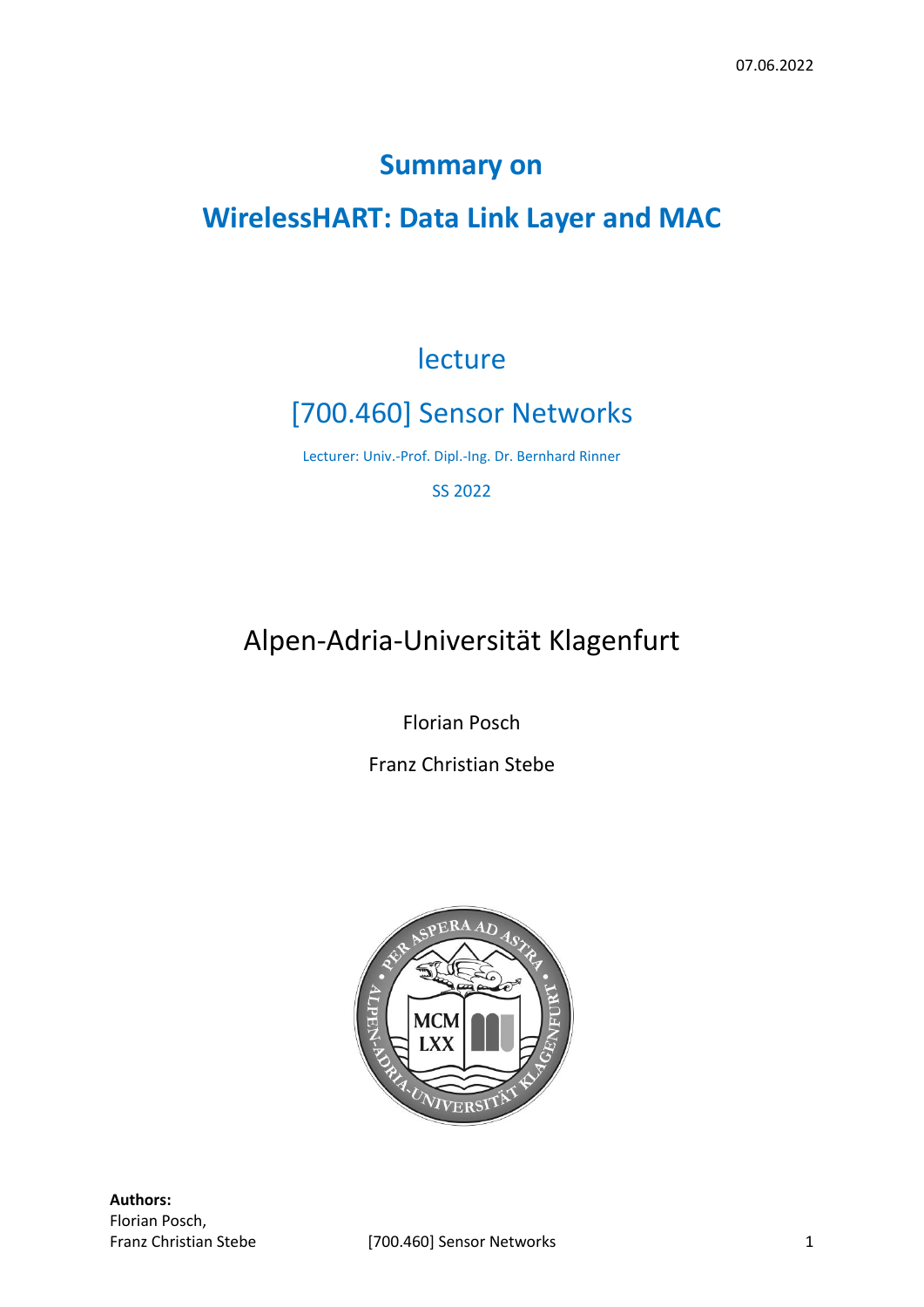07.06.2022

# Summary on

# WirelessHART: Data Link Layer and MAC

## lecture

## [700.460] Sensor Networks

Lecturer: Univ.-Prof. Dipl.-Ing. Dr. Bernhard Rinner

SS 2022

## Alpen-Adria-Universität Klagenfurt

Florian Posch

Franz Christian Stebe

**Authors:**
Florian Posch,
Franz Christian Stebe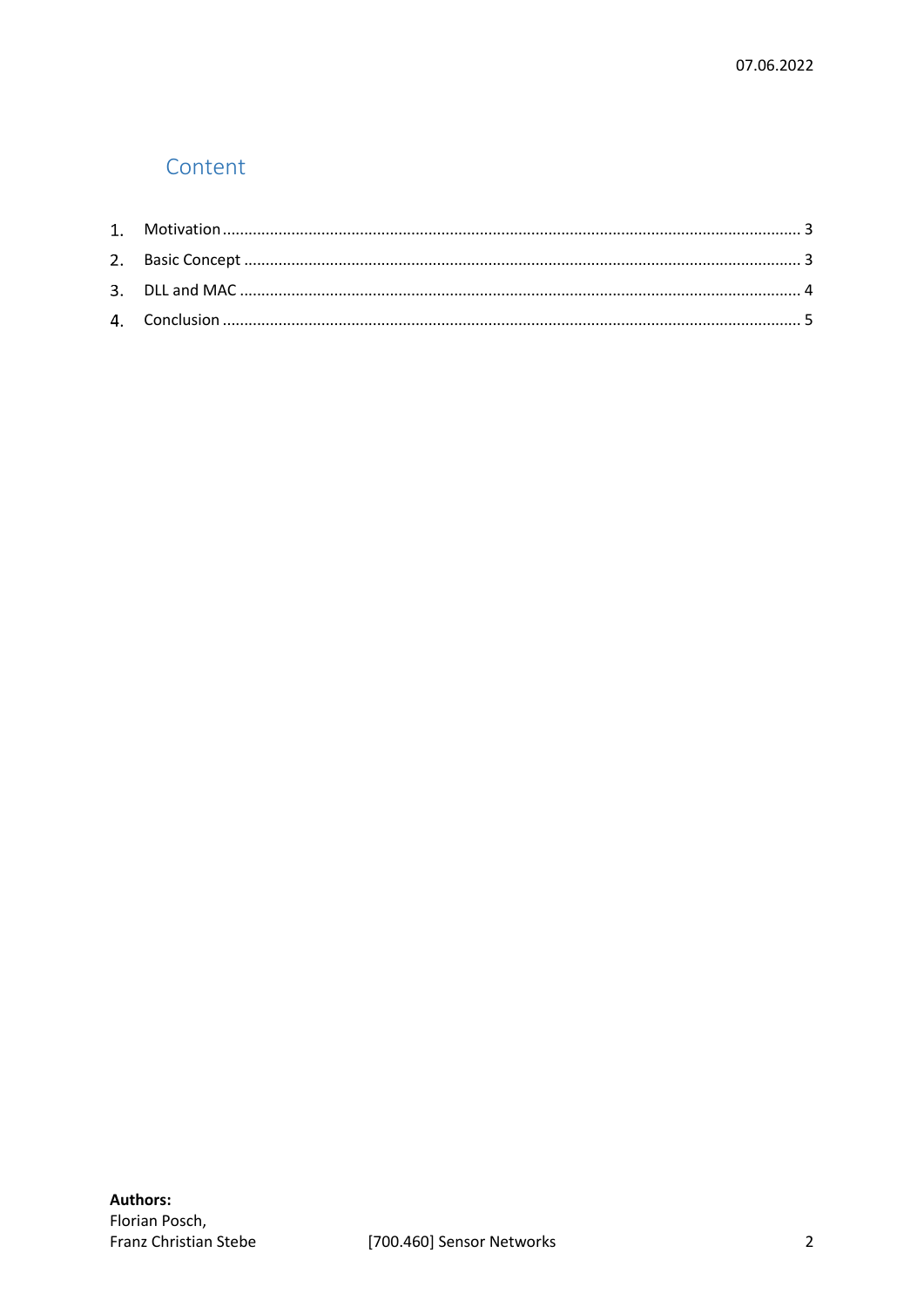# Content

1. Motivation ........................................................................................................................................ 3
2. Basic Concept ................................................................................................................................... 3
3. DLL and MAC ..................................................................................................................................... 4
4. Conclusion ........................................................................................................................................ 5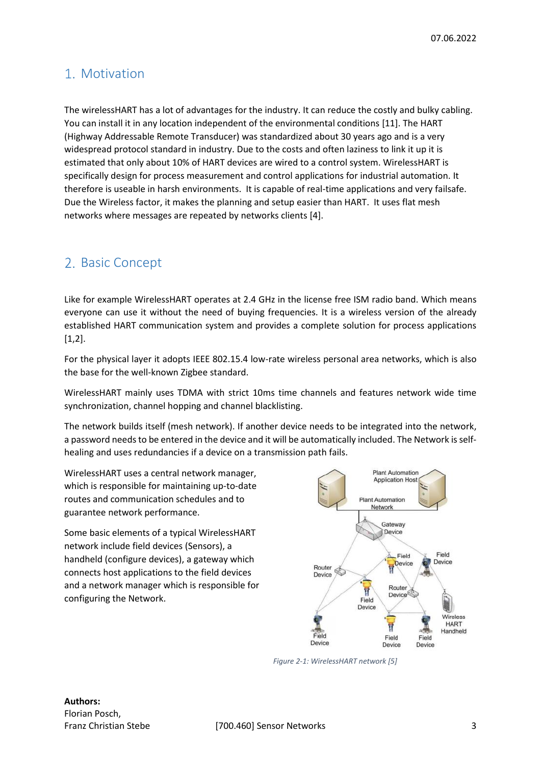## 1. Motivation

The wirelessHART has a lot of advantages for the industry. It can reduce the costly and bulky cabling. You can install it in any location independent of the environmental conditions [11]. The HART (Highway Addressable Remote Transducer) was standardized about 30 years ago and is a very widespread protocol standard in industry. Due to the costs and often laziness to link it up it is estimated that only about 10% of HART devices are wired to a control system. WirelessHART is specifically design for process measurement and control applications for industrial automation. It therefore is useable in harsh environments. It is capable of real-time applications and very failsafe. Due the Wireless factor, it makes the planning and setup easier than HART. It uses flat mesh networks where messages are repeated by networks clients [4].

## 2. Basic Concept

Like for example WirelessHART operates at 2.4 GHz in the license free ISM radio band. Which means everyone can use it without the need of buying frequencies. It is a wireless version of the already established HART communication system and provides a complete solution for process applications [1,2].

For the physical layer it adopts IEEE 802.15.4 low-rate wireless personal area networks, which is also the base for the well-known Zigbee standard.

WirelessHART mainly uses TDMA with strict 10ms time channels and features network wide time synchronization, channel hopping and channel blacklisting.

The network builds itself (mesh network). If another device needs to be integrated into the network, a password needs to be entered in the device and it will be automatically included. The Network is self-healing and uses redundancies if a device on a transmission path fails.

WirelessHART uses a central network manager, which is responsible for maintaining up-to-date routes and communication schedules and to guarantee network performance.

Some basic elements of a typical WirelessHART network include field devices (Sensors), a handheld (configure devices), a gateway which connects host applications to the field devices and a network manager which is responsible for configuring the Network.

*Figure 2-1: WirelessHART network [5]*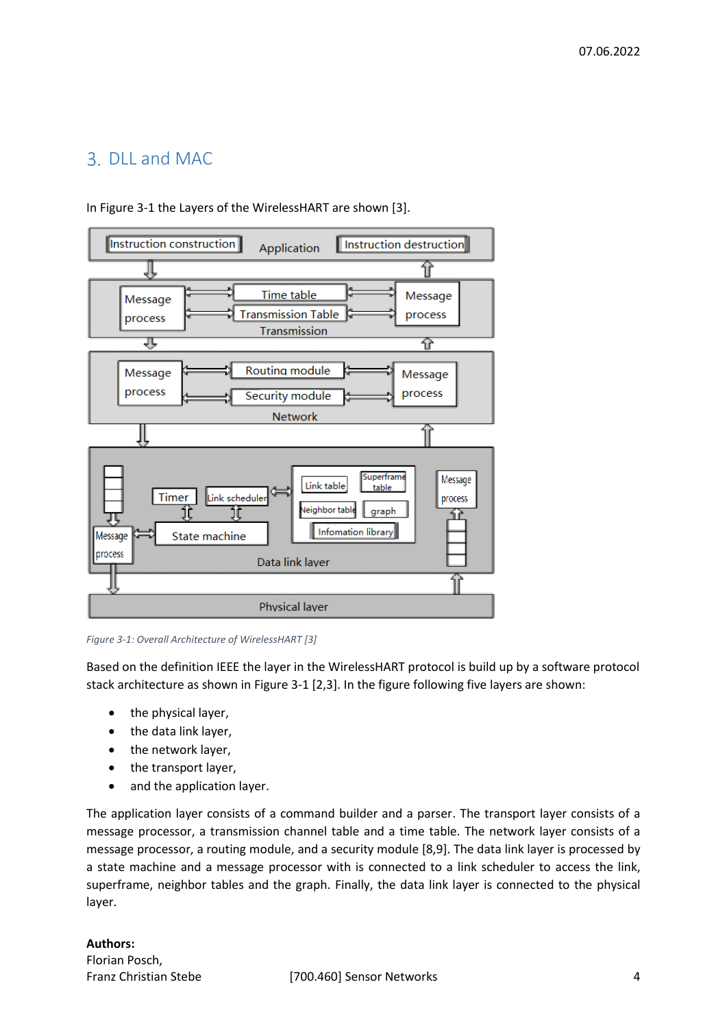## 3. DLL and MAC

In Figure 3-1 the Layers of the WirelessHART are shown [3].

*Figure 3-1: Overall Architecture of WirelessHART [3]*

Based on the definition IEEE the layer in the WirelessHART protocol is build up by a software protocol stack architecture as shown in Figure 3-1 [2,3]. In the figure following five layers are shown:

- the physical layer,
- the data link layer,
- the network layer,
- the transport layer,
- and the application layer.

The application layer consists of a command builder and a parser. The transport layer consists of a message processor, a transmission channel table and a time table. The network layer consists of a message processor, a routing module, and a security module [8,9]. The data link layer is processed by a state machine and a message processor with is connected to a link scheduler to access the link, superframe, neighbor tables and the graph. Finally, the data link layer is connected to the physical layer.

**Authors:**
Florian Posch,
Franz Christian Stebe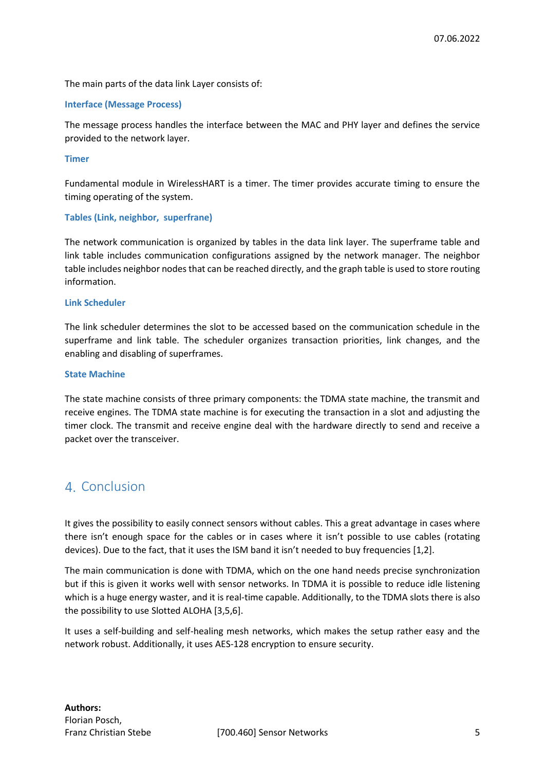The main parts of the data link Layer consists of:

### Interface (Message Process)

The message process handles the interface between the MAC and PHY layer and defines the service provided to the network layer.

### Timer

Fundamental module in WirelessHART is a timer. The timer provides accurate timing to ensure the timing operating of the system.

### Tables (Link, neighbor, superfrane)

The network communication is organized by tables in the data link layer. The superframe table and link table includes communication configurations assigned by the network manager. The neighbor table includes neighbor nodes that can be reached directly, and the graph table is used to store routing information.

### Link Scheduler

The link scheduler determines the slot to be accessed based on the communication schedule in the superframe and link table. The scheduler organizes transaction priorities, link changes, and the enabling and disabling of superframes.

### State Machine

The state machine consists of three primary components: the TDMA state machine, the transmit and receive engines. The TDMA state machine is for executing the transaction in a slot and adjusting the timer clock. The transmit and receive engine deal with the hardware directly to send and receive a packet over the transceiver.

## 4. Conclusion

It gives the possibility to easily connect sensors without cables. This a great advantage in cases where there isn't enough space for the cables or in cases where it isn't possible to use cables (rotating devices). Due to the fact, that it uses the ISM band it isn't needed to buy frequencies [1,2].

The main communication is done with TDMA, which on the one hand needs precise synchronization but if this is given it works well with sensor networks. In TDMA it is possible to reduce idle listening which is a huge energy waster, and it is real-time capable. Additionally, to the TDMA slots there is also the possibility to use Slotted ALOHA [3,5,6].

It uses a self-building and self-healing mesh networks, which makes the setup rather easy and the network robust. Additionally, it uses AES-128 encryption to ensure security.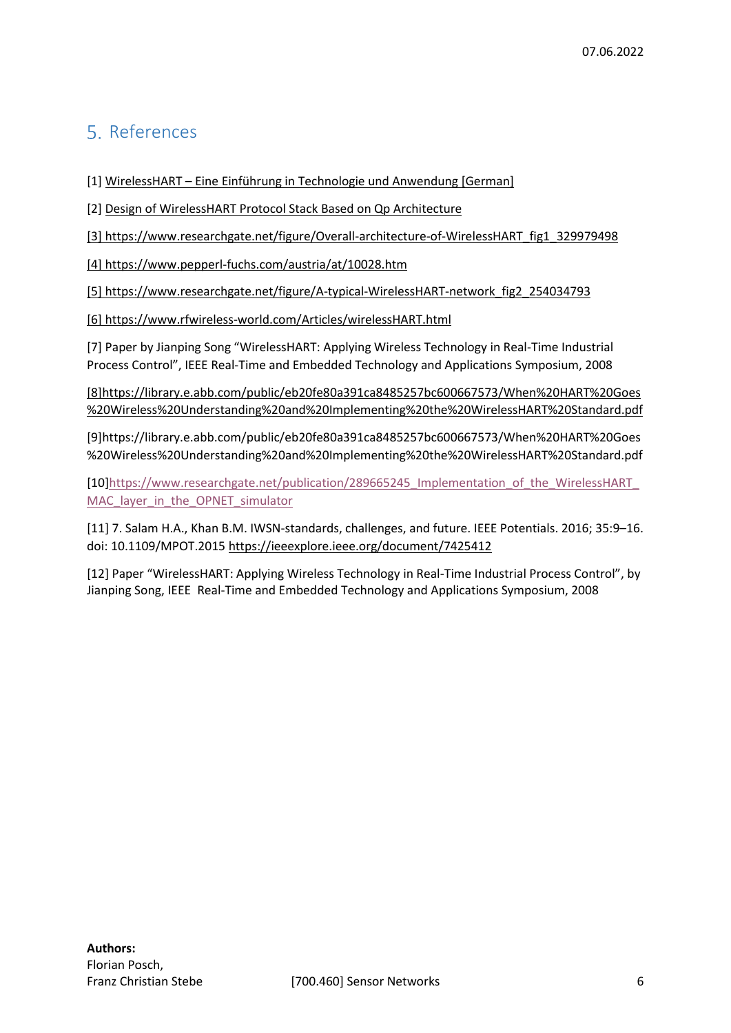## 5. References

[1] WirelessHART – Eine Einführung in Technologie und Anwendung [German]

[2] Design of WirelessHART Protocol Stack Based on Qp Architecture

[3] https://www.researchgate.net/figure/Overall-architecture-of-WirelessHART_fig1_329979498

[4] https://www.pepperl-fuchs.com/austria/at/10028.htm

[5] https://www.researchgate.net/figure/A-typical-WirelessHART-network_fig2_254034793

[6] https://www.rfwireless-world.com/Articles/wirelessHART.html

[7] Paper by Jianping Song "WirelessHART: Applying Wireless Technology in Real-Time Industrial Process Control", IEEE Real-Time and Embedded Technology and Applications Symposium, 2008

[8]https://library.e.abb.com/public/eb20fe80a391ca8485257bc600667573/When%20HART%20Goes%20Wireless%20Understanding%20and%20Implementing%20the%20WirelessHART%20Standard.pdf

[9]https://library.e.abb.com/public/eb20fe80a391ca8485257bc600667573/When%20HART%20Goes%20Wireless%20Understanding%20and%20Implementing%20the%20WirelessHART%20Standard.pdf

[10]https://www.researchgate.net/publication/289665245_Implementation_of_the_WirelessHART_MAC_layer_in_the_OPNET_simulator

[11] 7. Salam H.A., Khan B.M. IWSN-standards, challenges, and future. IEEE Potentials. 2016; 35:9–16. doi: 10.1109/MPOT.2015 https://ieeexplore.ieee.org/document/7425412

[12] Paper "WirelessHART: Applying Wireless Technology in Real-Time Industrial Process Control", by Jianping Song, IEEE Real-Time and Embedded Technology and Applications Symposium, 2008

**Authors:**
Florian Posch,
Franz Christian Stebe